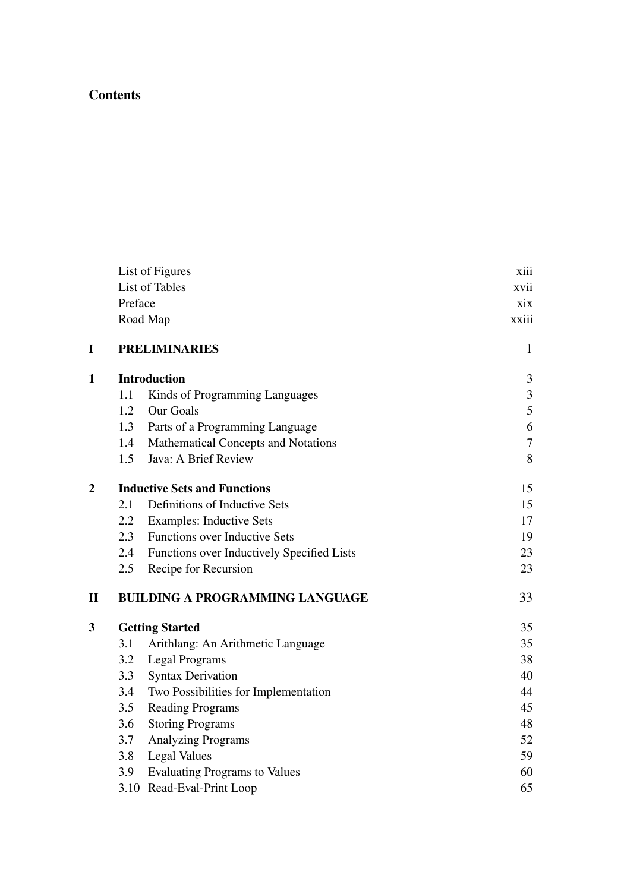# Contents

| | | |
|---|---|---|
| | List of Figures | xiii |
| | List of Tables | xvii |
| | Preface | xix |
| | Road Map | xxiii |
| **I** | **PRELIMINARIES** | 1 |
| **1** | **Introduction** | 3 |
| | 1.1 Kinds of Programming Languages | 3 |
| | 1.2 Our Goals | 5 |
| | 1.3 Parts of a Programming Language | 6 |
| | 1.4 Mathematical Concepts and Notations | 7 |
| | 1.5 Java: A Brief Review | 8 |
| **2** | **Inductive Sets and Functions** | 15 |
| | 2.1 Definitions of Inductive Sets | 15 |
| | 2.2 Examples: Inductive Sets | 17 |
| | 2.3 Functions over Inductive Sets | 19 |
| | 2.4 Functions over Inductively Specified Lists | 23 |
| | 2.5 Recipe for Recursion | 23 |
| **II** | **BUILDING A PROGRAMMING LANGUAGE** | 33 |
| **3** | **Getting Started** | 35 |
| | 3.1 Arithlang: An Arithmetic Language | 35 |
| | 3.2 Legal Programs | 38 |
| | 3.3 Syntax Derivation | 40 |
| | 3.4 Two Possibilities for Implementation | 44 |
| | 3.5 Reading Programs | 45 |
| | 3.6 Storing Programs | 48 |
| | 3.7 Analyzing Programs | 52 |
| | 3.8 Legal Values | 59 |
| | 3.9 Evaluating Programs to Values | 60 |
| | 3.10 Read-Eval-Print Loop | 65 |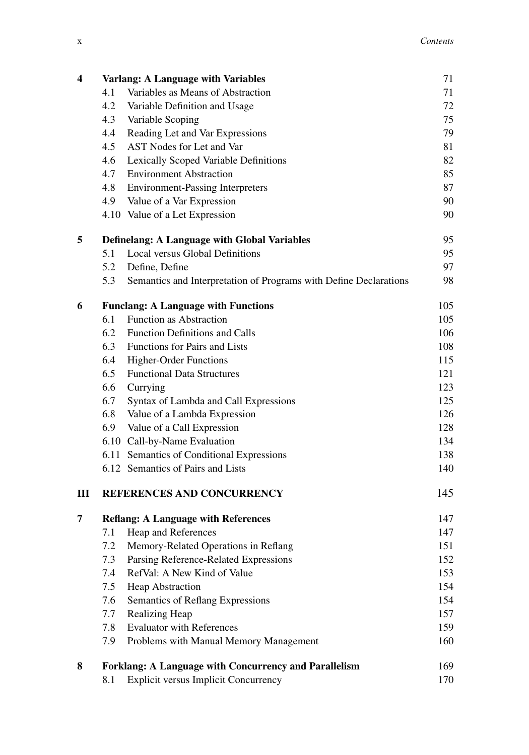| | | |
|---|---|---|
| **4** | **Varlang: A Language with Variables** | 71 |
| 4.1 | Variables as Means of Abstraction | 71 |
| 4.2 | Variable Definition and Usage | 72 |
| 4.3 | Variable Scoping | 75 |
| 4.4 | Reading Let and Var Expressions | 79 |
| 4.5 | AST Nodes for Let and Var | 81 |
| 4.6 | Lexically Scoped Variable Definitions | 82 |
| 4.7 | Environment Abstraction | 85 |
| 4.8 | Environment-Passing Interpreters | 87 |
| 4.9 | Value of a Var Expression | 90 |
| 4.10 | Value of a Let Expression | 90 |
| **5** | **Definelang: A Language with Global Variables** | 95 |
| 5.1 | Local versus Global Definitions | 95 |
| 5.2 | Define, Define | 97 |
| 5.3 | Semantics and Interpretation of Programs with Define Declarations | 98 |
| **6** | **Funclang: A Language with Functions** | 105 |
| 6.1 | Function as Abstraction | 105 |
| 6.2 | Function Definitions and Calls | 106 |
| 6.3 | Functions for Pairs and Lists | 108 |
| 6.4 | Higher-Order Functions | 115 |
| 6.5 | Functional Data Structures | 121 |
| 6.6 | Currying | 123 |
| 6.7 | Syntax of Lambda and Call Expressions | 125 |
| 6.8 | Value of a Lambda Expression | 126 |
| 6.9 | Value of a Call Expression | 128 |
| 6.10 | Call-by-Name Evaluation | 134 |
| 6.11 | Semantics of Conditional Expressions | 138 |
| 6.12 | Semantics of Pairs and Lists | 140 |
| **III** | **REFERENCES AND CONCURRENCY** | 145 |
| **7** | **Reflang: A Language with References** | 147 |
| 7.1 | Heap and References | 147 |
| 7.2 | Memory-Related Operations in Reflang | 151 |
| 7.3 | Parsing Reference-Related Expressions | 152 |
| 7.4 | RefVal: A New Kind of Value | 153 |
| 7.5 | Heap Abstraction | 154 |
| 7.6 | Semantics of Reflang Expressions | 154 |
| 7.7 | Realizing Heap | 157 |
| 7.8 | Evaluator with References | 159 |
| 7.9 | Problems with Manual Memory Management | 160 |
| **8** | **Forklang: A Language with Concurrency and Parallelism** | 169 |
| 8.1 | Explicit versus Implicit Concurrency | 170 |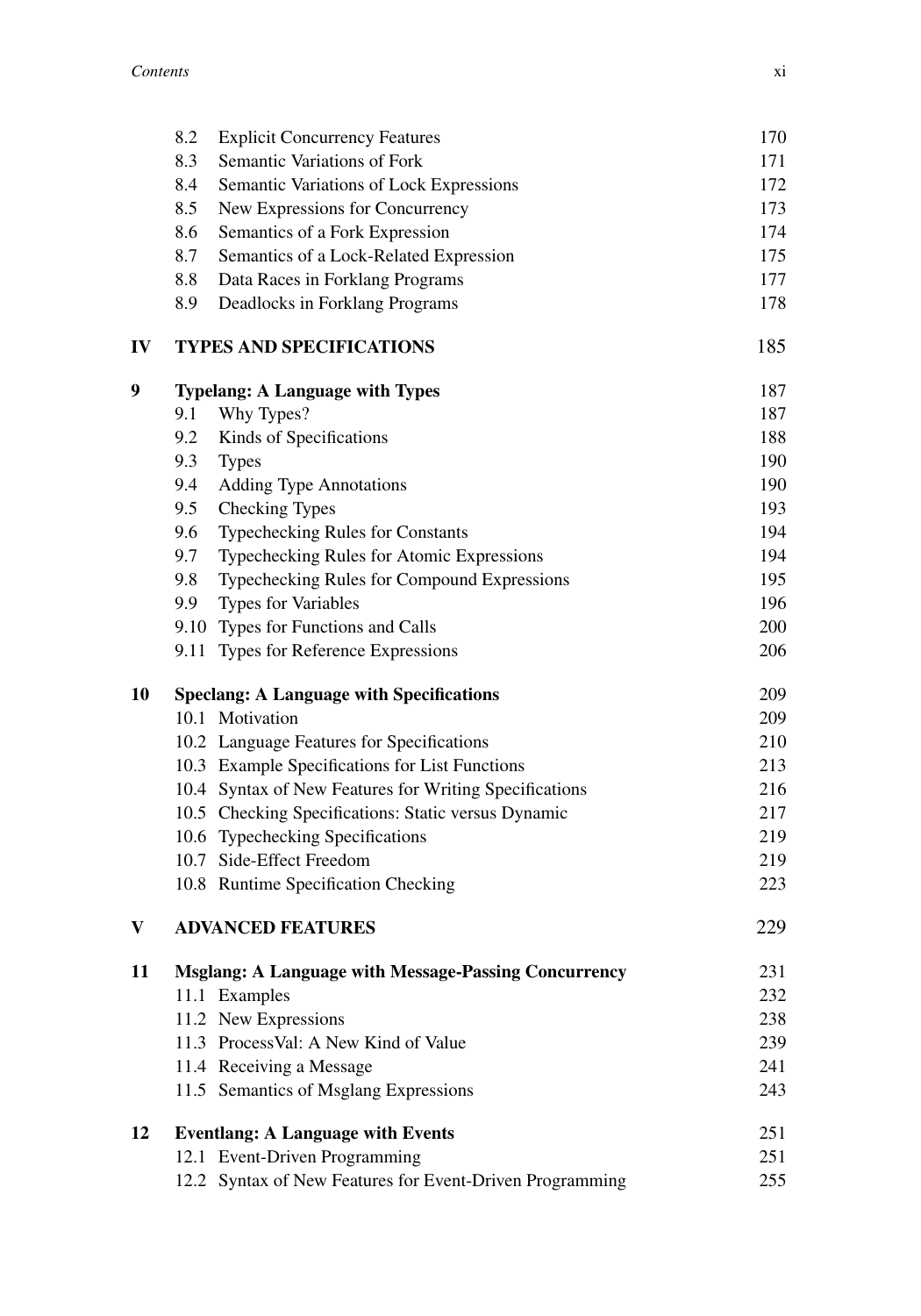| | | |
|---|---|---|
| 8.2 | Explicit Concurrency Features | 170 |
| 8.3 | Semantic Variations of Fork | 171 |
| 8.4 | Semantic Variations of Lock Expressions | 172 |
| 8.5 | New Expressions for Concurrency | 173 |
| 8.6 | Semantics of a Fork Expression | 174 |
| 8.7 | Semantics of a Lock-Related Expression | 175 |
| 8.8 | Data Races in Forklang Programs | 177 |
| 8.9 | Deadlocks in Forklang Programs | 178 |

**IV TYPES AND SPECIFICATIONS** 185

**9 Typelang: A Language with Types** 187

| | | |
|---|---|---|
| 9.1 | Why Types? | 187 |
| 9.2 | Kinds of Specifications | 188 |
| 9.3 | Types | 190 |
| 9.4 | Adding Type Annotations | 190 |
| 9.5 | Checking Types | 193 |
| 9.6 | Typechecking Rules for Constants | 194 |
| 9.7 | Typechecking Rules for Atomic Expressions | 194 |
| 9.8 | Typechecking Rules for Compound Expressions | 195 |
| 9.9 | Types for Variables | 196 |
| 9.10 | Types for Functions and Calls | 200 |
| 9.11 | Types for Reference Expressions | 206 |

**10 Speclang: A Language with Specifications** 209

| | | |
|---|---|---|
| 10.1 | Motivation | 209 |
| 10.2 | Language Features for Specifications | 210 |
| 10.3 | Example Specifications for List Functions | 213 |
| 10.4 | Syntax of New Features for Writing Specifications | 216 |
| 10.5 | Checking Specifications: Static versus Dynamic | 217 |
| 10.6 | Typechecking Specifications | 219 |
| 10.7 | Side-Effect Freedom | 219 |
| 10.8 | Runtime Specification Checking | 223 |

**V ADVANCED FEATURES** 229

**11 Msglang: A Language with Message-Passing Concurrency** 231

| | | |
|---|---|---|
| 11.1 | Examples | 232 |
| 11.2 | New Expressions | 238 |
| 11.3 | ProcessVal: A New Kind of Value | 239 |
| 11.4 | Receiving a Message | 241 |
| 11.5 | Semantics of Msglang Expressions | 243 |

**12 Eventlang: A Language with Events** 251

| | | |
|---|---|---|
| 12.1 | Event-Driven Programming | 251 |
| 12.2 | Syntax of New Features for Event-Driven Programming | 255 |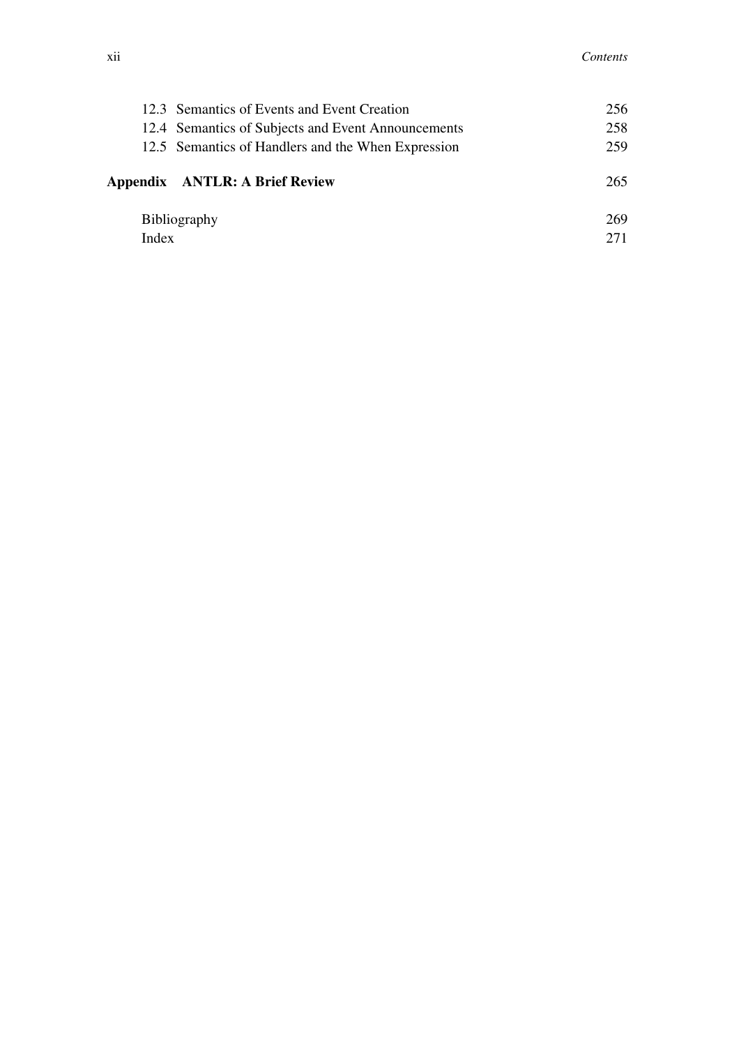12.3 Semantics of Events and Event Creation 256

12.4 Semantics of Subjects and Event Announcements 258

12.5 Semantics of Handlers and the When Expression 259

**Appendix ANTLR: A Brief Review** 265

Bibliography 269

Index 271